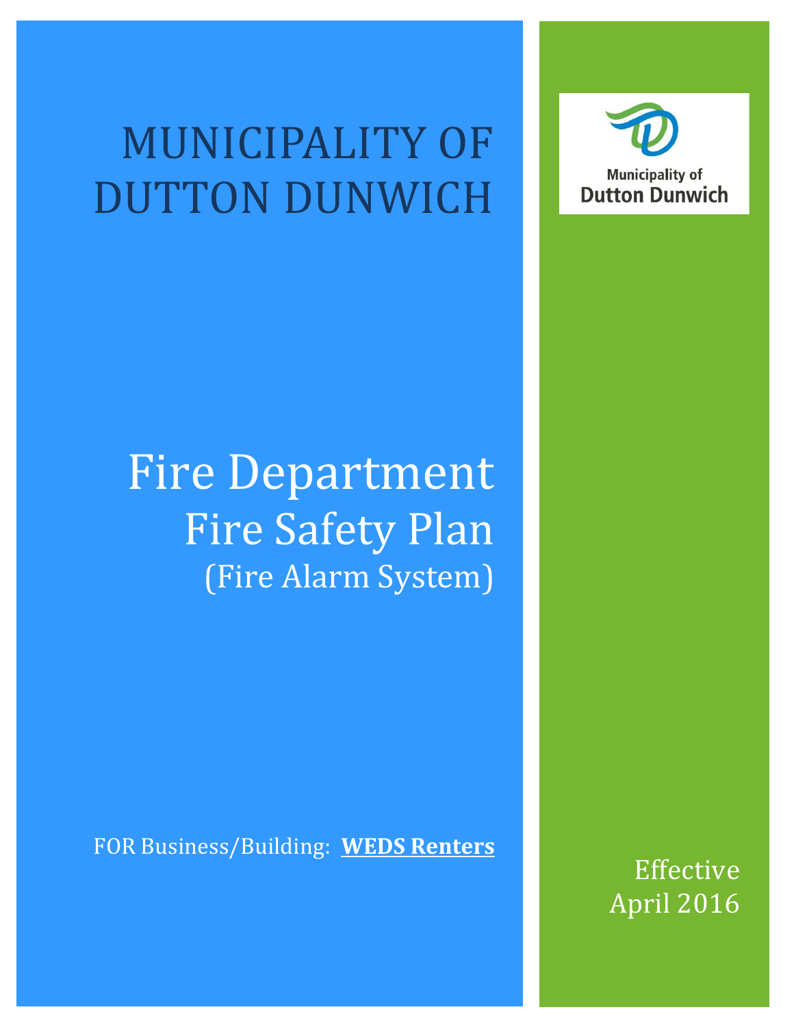# MUNICIPALITY OF DUTTON DUNWICH

Municipality of
Dutton Dunwich

# Fire Department
## Fire Safety Plan
### (Fire Alarm System)

FOR Business/Building: **WEDS Renters**

Effective
April 2016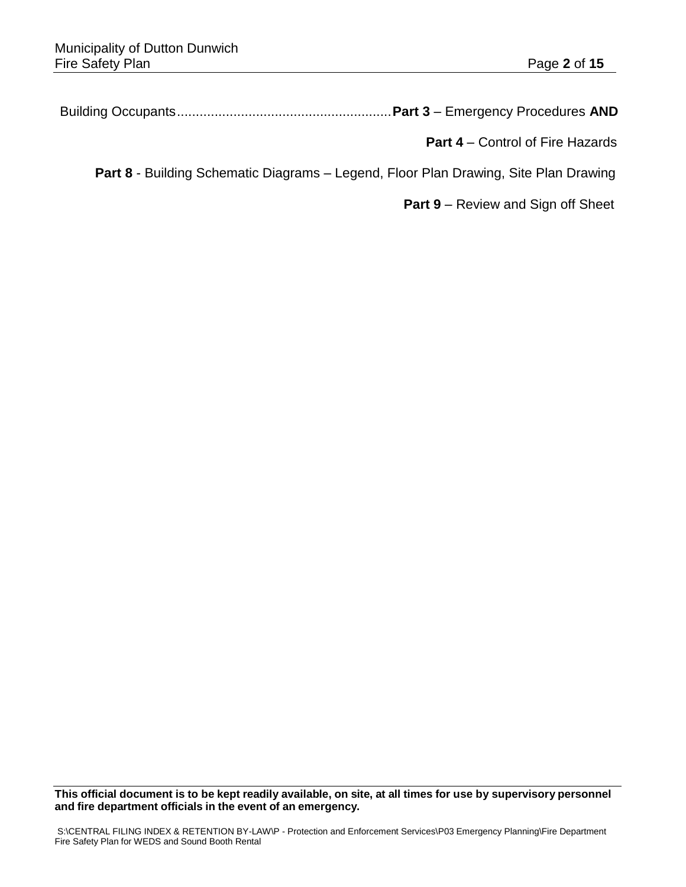Building Occupants........................................................**Part 3** – Emergency Procedures **AND**

**Part 4** – Control of Fire Hazards

**Part 8** - Building Schematic Diagrams – Legend, Floor Plan Drawing, Site Plan Drawing

**Part 9** – Review and Sign off Sheet

**This official document is to be kept readily available, on site, at all times for use by supervisory personnel and fire department officials in the event of an emergency.**

S:\CENTRAL FILING INDEX & RETENTION BY-LAW\P - Protection and Enforcement Services\P03 Emergency Planning\Fire Department Fire Safety Plan for WEDS and Sound Booth Rental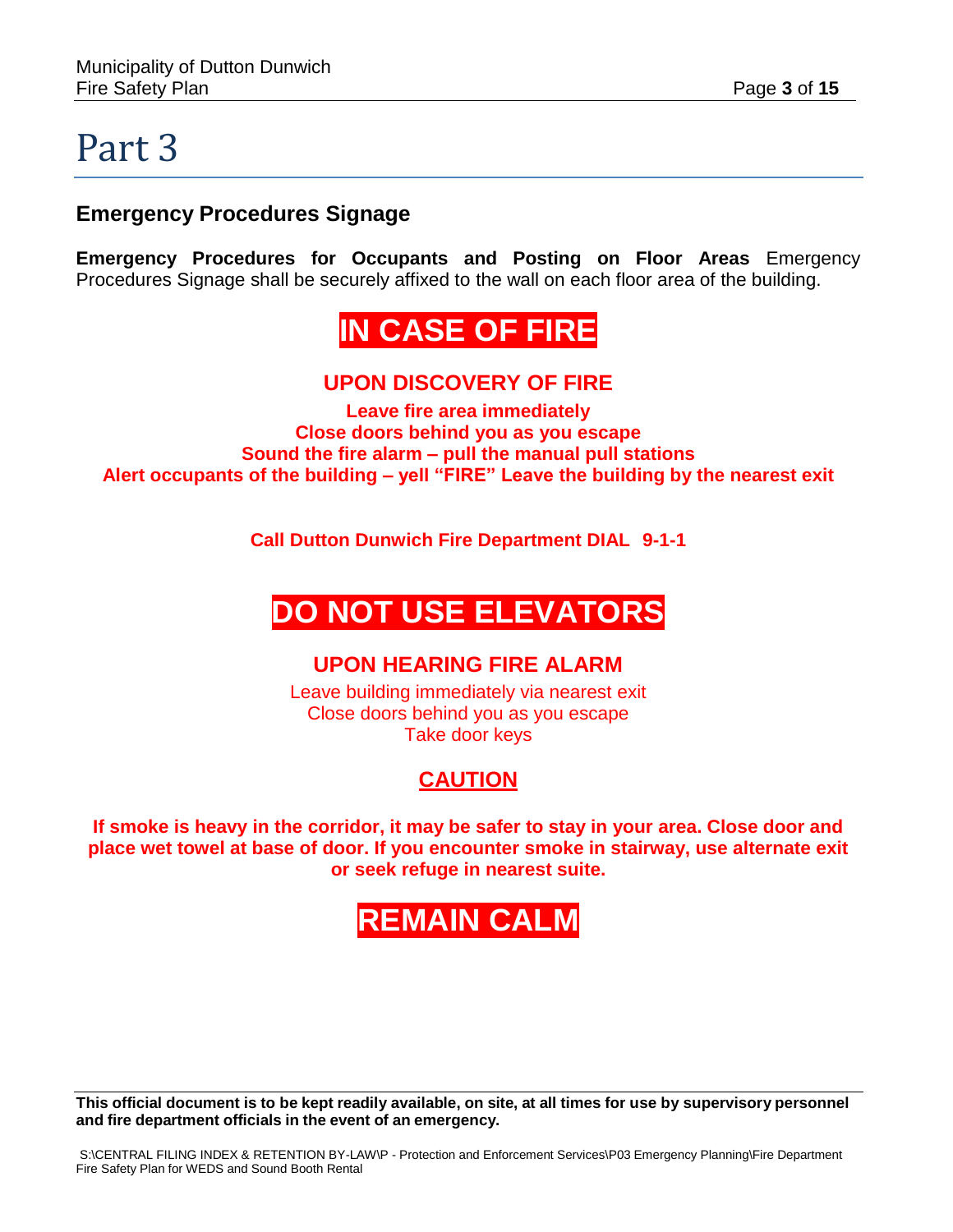# Part 3

## Emergency Procedures Signage

**Emergency Procedures for Occupants and Posting on Floor Areas** Emergency Procedures Signage shall be securely affixed to the wall on each floor area of the building.

## IN CASE OF FIRE

### UPON DISCOVERY OF FIRE

**Leave fire area immediately**
**Close doors behind you as you escape**
**Sound the fire alarm – pull the manual pull stations**
**Alert occupants of the building – yell "FIRE" Leave the building by the nearest exit**

**Call Dutton Dunwich Fire Department DIAL 9-1-1**

## DO NOT USE ELEVATORS

### UPON HEARING FIRE ALARM

Leave building immediately via nearest exit
Close doors behind you as you escape
Take door keys

### CAUTION

**If smoke is heavy in the corridor, it may be safer to stay in your area. Close door and place wet towel at base of door. If you encounter smoke in stairway, use alternate exit or seek refuge in nearest suite.**

## REMAIN CALM

**This official document is to be kept readily available, on site, at all times for use by supervisory personnel and fire department officials in the event of an emergency.**

S:\CENTRAL FILING INDEX & RETENTION BY-LAW\P - Protection and Enforcement Services\P03 Emergency Planning\Fire Department Fire Safety Plan for WEDS and Sound Booth Rental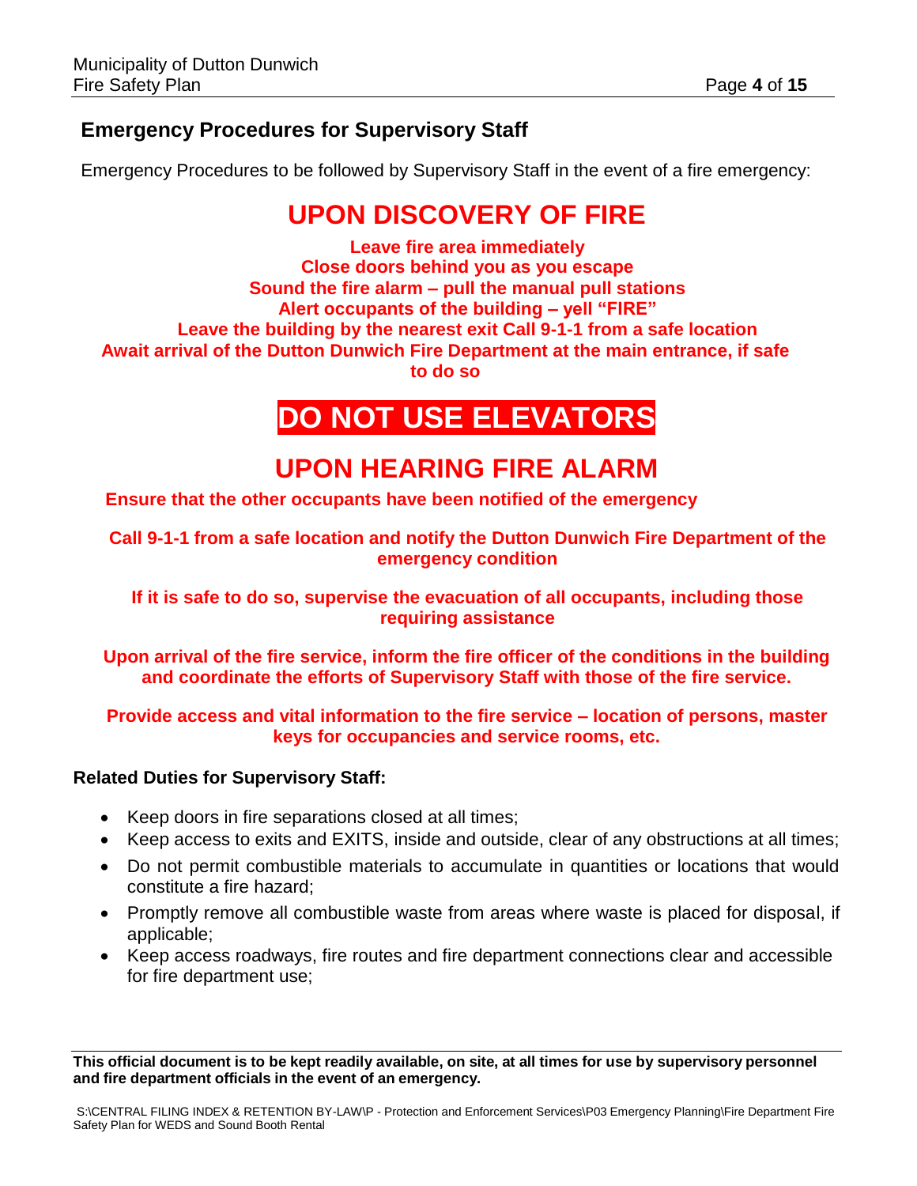## Emergency Procedures for Supervisory Staff

Emergency Procedures to be followed by Supervisory Staff in the event of a fire emergency:

# UPON DISCOVERY OF FIRE

**Leave fire area immediately**
**Close doors behind you as you escape**
**Sound the fire alarm – pull the manual pull stations**
**Alert occupants of the building – yell "FIRE"**
**Leave the building by the nearest exit Call 9-1-1 from a safe location**
**Await arrival of the Dutton Dunwich Fire Department at the main entrance, if safe to do so**

# DO NOT USE ELEVATORS

# UPON HEARING FIRE ALARM

**Ensure that the other occupants have been notified of the emergency**

**Call 9-1-1 from a safe location and notify the Dutton Dunwich Fire Department of the emergency condition**

**If it is safe to do so, supervise the evacuation of all occupants, including those requiring assistance**

**Upon arrival of the fire service, inform the fire officer of the conditions in the building and coordinate the efforts of Supervisory Staff with those of the fire service.**

**Provide access and vital information to the fire service – location of persons, master keys for occupancies and service rooms, etc.**

**Related Duties for Supervisory Staff:**

- Keep doors in fire separations closed at all times;
- Keep access to exits and EXITS, inside and outside, clear of any obstructions at all times;
- Do not permit combustible materials to accumulate in quantities or locations that would constitute a fire hazard;
- Promptly remove all combustible waste from areas where waste is placed for disposal, if applicable;
- Keep access roadways, fire routes and fire department connections clear and accessible for fire department use;

**This official document is to be kept readily available, on site, at all times for use by supervisory personnel and fire department officials in the event of an emergency.**

S:\CENTRAL FILING INDEX & RETENTION BY-LAW\P - Protection and Enforcement Services\P03 Emergency Planning\Fire Department Fire Safety Plan for WEDS and Sound Booth Rental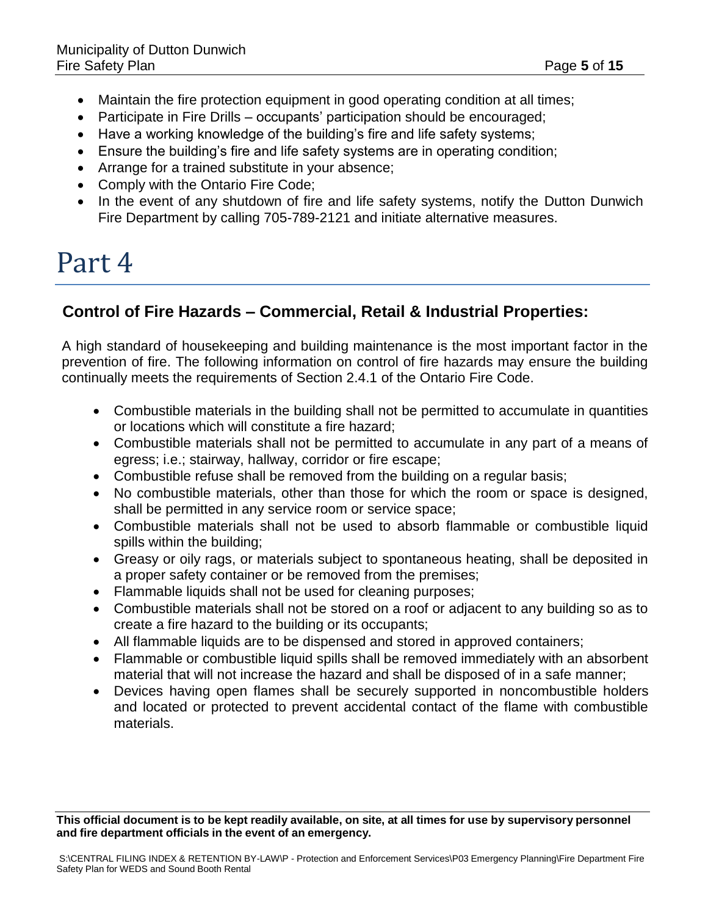- Maintain the fire protection equipment in good operating condition at all times;
- Participate in Fire Drills – occupants' participation should be encouraged;
- Have a working knowledge of the building's fire and life safety systems;
- Ensure the building's fire and life safety systems are in operating condition;
- Arrange for a trained substitute in your absence;
- Comply with the Ontario Fire Code;
- In the event of any shutdown of fire and life safety systems, notify the Dutton Dunwich Fire Department by calling 705-789-2121 and initiate alternative measures.

# Part 4

## Control of Fire Hazards – Commercial, Retail & Industrial Properties:

A high standard of housekeeping and building maintenance is the most important factor in the prevention of fire. The following information on control of fire hazards may ensure the building continually meets the requirements of Section 2.4.1 of the Ontario Fire Code.

- Combustible materials in the building shall not be permitted to accumulate in quantities or locations which will constitute a fire hazard;
- Combustible materials shall not be permitted to accumulate in any part of a means of egress; i.e.; stairway, hallway, corridor or fire escape;
- Combustible refuse shall be removed from the building on a regular basis;
- No combustible materials, other than those for which the room or space is designed, shall be permitted in any service room or service space;
- Combustible materials shall not be used to absorb flammable or combustible liquid spills within the building;
- Greasy or oily rags, or materials subject to spontaneous heating, shall be deposited in a proper safety container or be removed from the premises;
- Flammable liquids shall not be used for cleaning purposes;
- Combustible materials shall not be stored on a roof or adjacent to any building so as to create a fire hazard to the building or its occupants;
- All flammable liquids are to be dispensed and stored in approved containers;
- Flammable or combustible liquid spills shall be removed immediately with an absorbent material that will not increase the hazard and shall be disposed of in a safe manner;
- Devices having open flames shall be securely supported in noncombustible holders and located or protected to prevent accidental contact of the flame with combustible materials.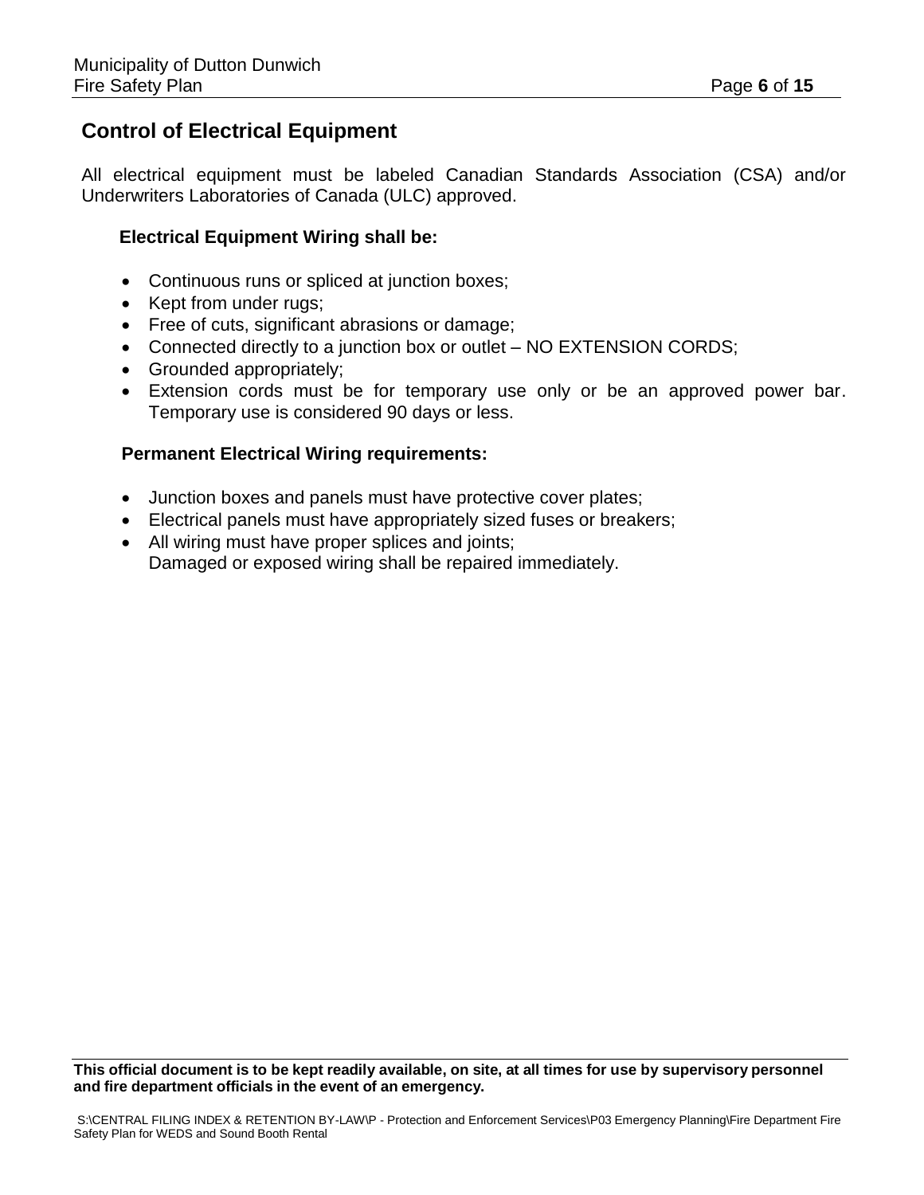## Control of Electrical Equipment

All electrical equipment must be labeled Canadian Standards Association (CSA) and/or Underwriters Laboratories of Canada (ULC) approved.

**Electrical Equipment Wiring shall be:**

- Continuous runs or spliced at junction boxes;
- Kept from under rugs;
- Free of cuts, significant abrasions or damage;
- Connected directly to a junction box or outlet – NO EXTENSION CORDS;
- Grounded appropriately;
- Extension cords must be for temporary use only or be an approved power bar. Temporary use is considered 90 days or less.

**Permanent Electrical Wiring requirements:**

- Junction boxes and panels must have protective cover plates;
- Electrical panels must have appropriately sized fuses or breakers;
- All wiring must have proper splices and joints;
  Damaged or exposed wiring shall be repaired immediately.

**This official document is to be kept readily available, on site, at all times for use by supervisory personnel and fire department officials in the event of an emergency.**

S:\CENTRAL FILING INDEX & RETENTION BY-LAW\P - Protection and Enforcement Services\P03 Emergency Planning\Fire Department Fire Safety Plan for WEDS and Sound Booth Rental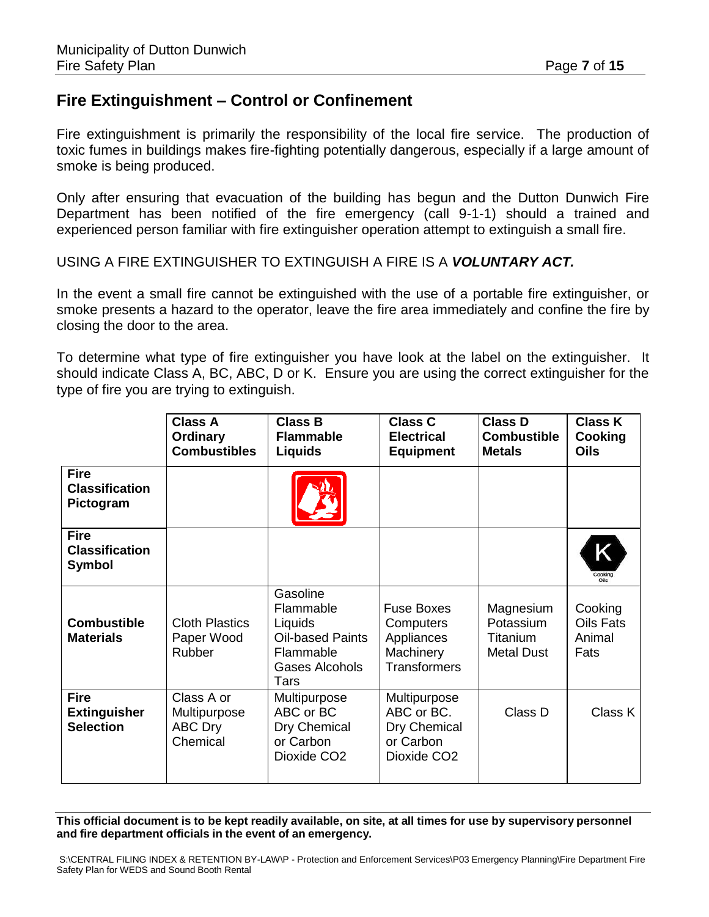## Fire Extinguishment – Control or Confinement

Fire extinguishment is primarily the responsibility of the local fire service. The production of toxic fumes in buildings makes fire-fighting potentially dangerous, especially if a large amount of smoke is being produced.

Only after ensuring that evacuation of the building has begun and the Dutton Dunwich Fire Department has been notified of the fire emergency (call 9-1-1) should a trained and experienced person familiar with fire extinguisher operation attempt to extinguish a small fire.

USING A FIRE EXTINGUISHER TO EXTINGUISH A FIRE IS A ***VOLUNTARY ACT.***

In the event a small fire cannot be extinguished with the use of a portable fire extinguisher, or smoke presents a hazard to the operator, leave the fire area immediately and confine the fire by closing the door to the area.

To determine what type of fire extinguisher you have look at the label on the extinguisher. It should indicate Class A, BC, ABC, D or K. Ensure you are using the correct extinguisher for the type of fire you are trying to extinguish.

| | **Class A Ordinary Combustibles** | **Class B Flammable Liquids** | **Class C Electrical Equipment** | **Class D Combustible Metals** | **Class K Cooking Oils** |
|---|---|---|---|---|---|
| **Fire Classification Pictogram** | | | | | |
| **Fire Classification Symbol** | | | | | K Cooking Oils |
| **Combustible Materials** | Cloth Plastics Paper Wood Rubber | Gasoline Flammable Liquids Oil-based Paints Flammable Gases Alcohols Tars | Fuse Boxes Computers Appliances Machinery Transformers | Magnesium Potassium Titanium Metal Dust | Cooking Oils Fats Animal Fats |
| **Fire Extinguisher Selection** | Class A or Multipurpose ABC Dry Chemical | Multipurpose ABC or BC Dry Chemical or Carbon Dioxide $CO_2$ | Multipurpose ABC or BC. Dry Chemical or Carbon Dioxide $CO_2$ | Class D | Class K |

**This official document is to be kept readily available, on site, at all times for use by supervisory personnel and fire department officials in the event of an emergency.**

S:\CENTRAL FILING INDEX & RETENTION BY-LAW\P - Protection and Enforcement Services\P03 Emergency Planning\Fire Department Fire Safety Plan for WEDS and Sound Booth Rental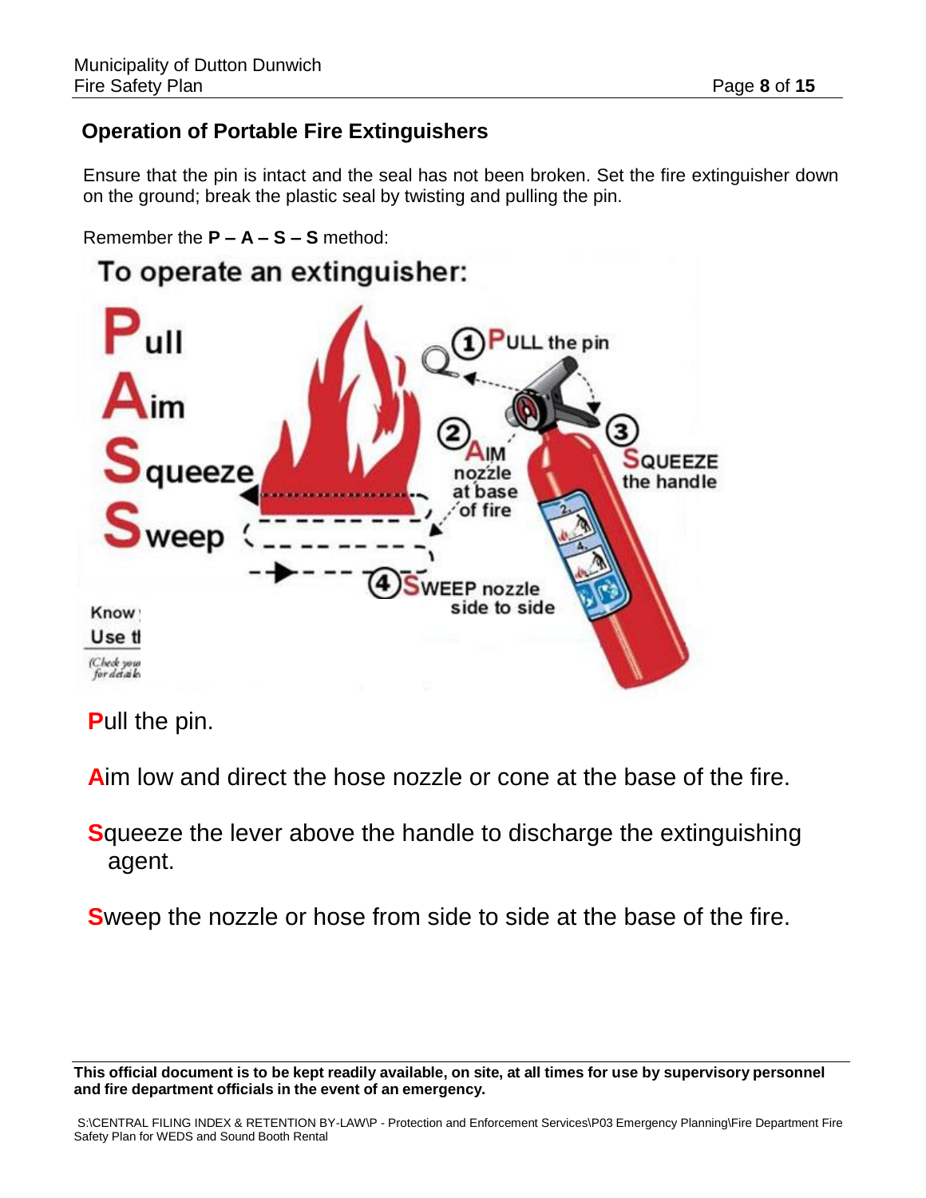## Operation of Portable Fire Extinguishers

Ensure that the pin is intact and the seal has not been broken. Set the fire extinguisher down on the ground; break the plastic seal by twisting and pulling the pin.

Remember the **P – A – S – S** method:

**P**ull the pin.

**A**im low and direct the hose nozzle or cone at the base of the fire.

**S**queeze the lever above the handle to discharge the extinguishing agent.

**S**weep the nozzle or hose from side to side at the base of the fire.

**This official document is to be kept readily available, on site, at all times for use by supervisory personnel and fire department officials in the event of an emergency.**

S:\CENTRAL FILING INDEX & RETENTION BY-LAW\P - Protection and Enforcement Services\P03 Emergency Planning\Fire Department Fire Safety Plan for WEDS and Sound Booth Rental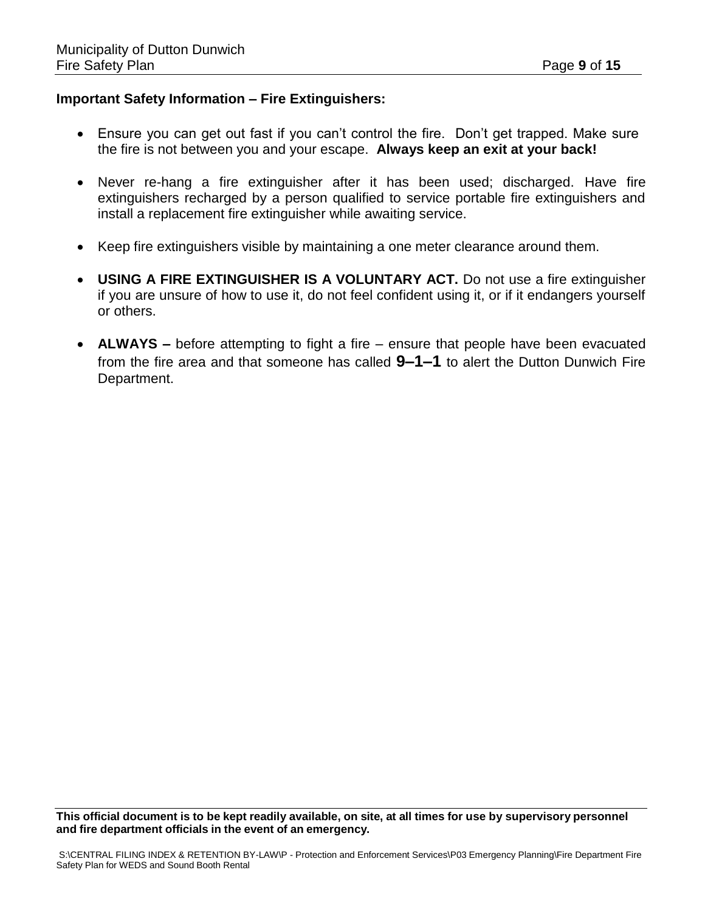**Important Safety Information – Fire Extinguishers:**

- Ensure you can get out fast if you can't control the fire. Don't get trapped. Make sure the fire is not between you and your escape. **Always keep an exit at your back!**

- Never re-hang a fire extinguisher after it has been used; discharged. Have fire extinguishers recharged by a person qualified to service portable fire extinguishers and install a replacement fire extinguisher while awaiting service.

- Keep fire extinguishers visible by maintaining a one meter clearance around them.

- **USING A FIRE EXTINGUISHER IS A VOLUNTARY ACT.** Do not use a fire extinguisher if you are unsure of how to use it, do not feel confident using it, or if it endangers yourself or others.

- **ALWAYS –** before attempting to fight a fire – ensure that people have been evacuated from the fire area and that someone has called **9–1–1** to alert the Dutton Dunwich Fire Department.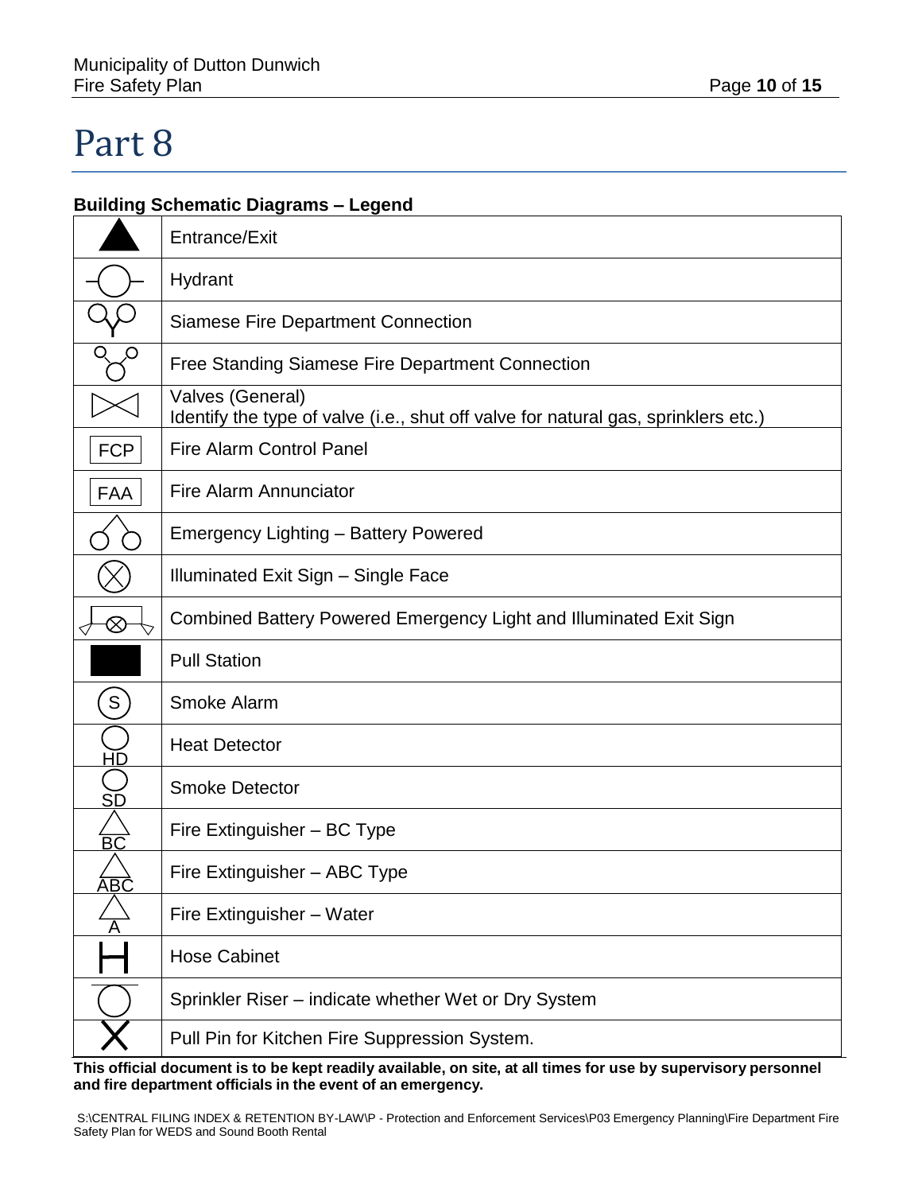# Part 8

**Building Schematic Diagrams – Legend**

| Symbol | Description |
|---|---|
| ▲ | Entrance/Exit |
| | Hydrant |
| | Siamese Fire Department Connection |
| | Free Standing Siamese Fire Department Connection |
| | Valves (General)<br>Identify the type of valve (i.e., shut off valve for natural gas, sprinklers etc.) |
| FCP | Fire Alarm Control Panel |
| FAA | Fire Alarm Annunciator |
| | Emergency Lighting – Battery Powered |
| | Illuminated Exit Sign – Single Face |
| | Combined Battery Powered Emergency Light and Illuminated Exit Sign |
| | Pull Station |
| S | Smoke Alarm |
| HD | Heat Detector |
| SD | Smoke Detector |
| BC | Fire Extinguisher – BC Type |
| ABC | Fire Extinguisher – ABC Type |
| A | Fire Extinguisher – Water |
| H | Hose Cabinet |
| | Sprinkler Riser – indicate whether Wet or Dry System |
| X | Pull Pin for Kitchen Fire Suppression System. |

**This official document is to be kept readily available, on site, at all times for use by supervisory personnel and fire department officials in the event of an emergency.**

S:\CENTRAL FILING INDEX & RETENTION BY-LAW\P - Protection and Enforcement Services\P03 Emergency Planning\Fire Department Fire Safety Plan for WEDS and Sound Booth Rental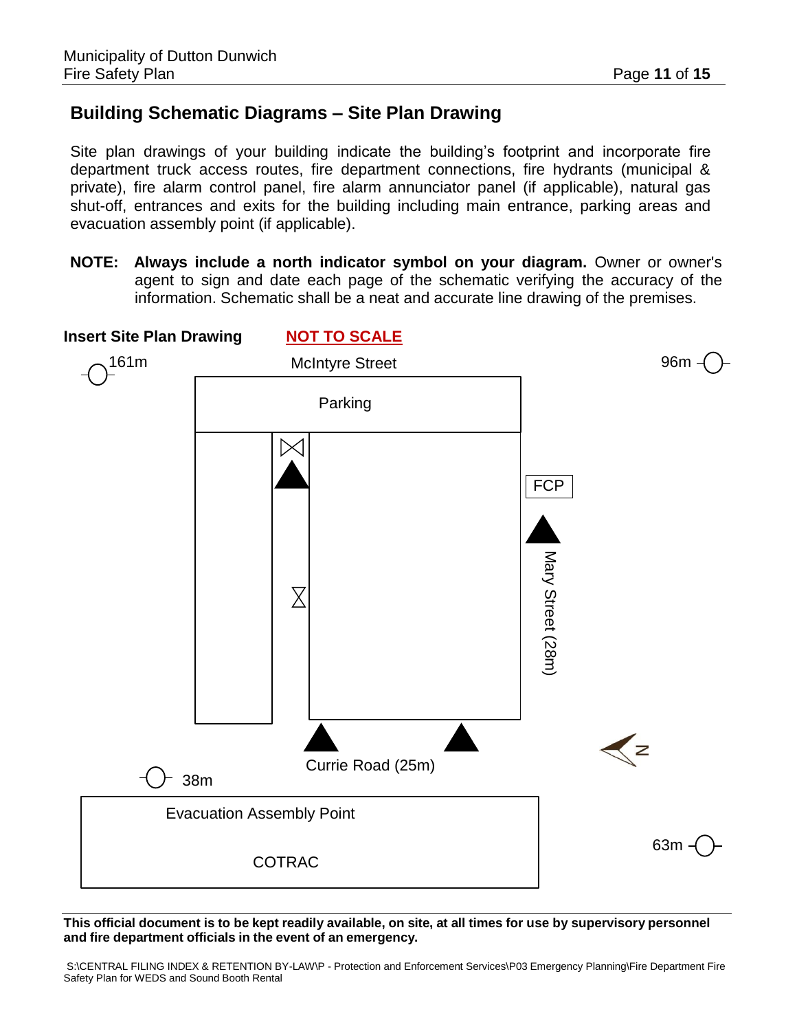## Building Schematic Diagrams – Site Plan Drawing

Site plan drawings of your building indicate the building's footprint and incorporate fire department truck access routes, fire department connections, fire hydrants (municipal & private), fire alarm control panel, fire alarm annunciator panel (if applicable), natural gas shut-off, entrances and exits for the building including main entrance, parking areas and evacuation assembly point (if applicable).

**NOTE:** **Always include a north indicator symbol on your diagram.** Owner or owner's agent to sign and date each page of the schematic verifying the accuracy of the information. Schematic shall be a neat and accurate line drawing of the premises.

**Insert Site Plan Drawing** **NOT TO SCALE**

161m

McIntyre Street

96m

Parking

FCP

Mary Street (28m)

N

38m

Currie Road (25m)

Evacuation Assembly Point

COTRAC

63m

**This official document is to be kept readily available, on site, at all times for use by supervisory personnel and fire department officials in the event of an emergency.**

S:\CENTRAL FILING INDEX & RETENTION BY-LAW\P - Protection and Enforcement Services\P03 Emergency Planning\Fire Department Fire Safety Plan for WEDS and Sound Booth Rental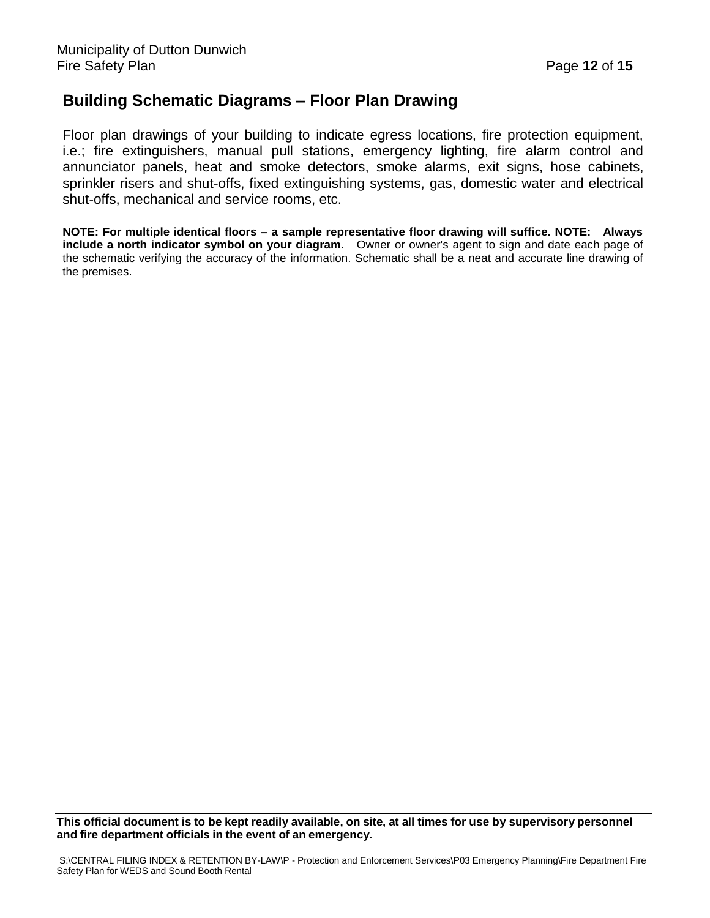## Building Schematic Diagrams – Floor Plan Drawing

Floor plan drawings of your building to indicate egress locations, fire protection equipment, i.e.; fire extinguishers, manual pull stations, emergency lighting, fire alarm control and annunciator panels, heat and smoke detectors, smoke alarms, exit signs, hose cabinets, sprinkler risers and shut-offs, fixed extinguishing systems, gas, domestic water and electrical shut-offs, mechanical and service rooms, etc.

**NOTE: For multiple identical floors – a sample representative floor drawing will suffice. NOTE: Always include a north indicator symbol on your diagram.** Owner or owner's agent to sign and date each page of the schematic verifying the accuracy of the information. Schematic shall be a neat and accurate line drawing of the premises.

**This official document is to be kept readily available, on site, at all times for use by supervisory personnel and fire department officials in the event of an emergency.**

S:\CENTRAL FILING INDEX & RETENTION BY-LAW\P - Protection and Enforcement Services\P03 Emergency Planning\Fire Department Fire Safety Plan for WEDS and Sound Booth Rental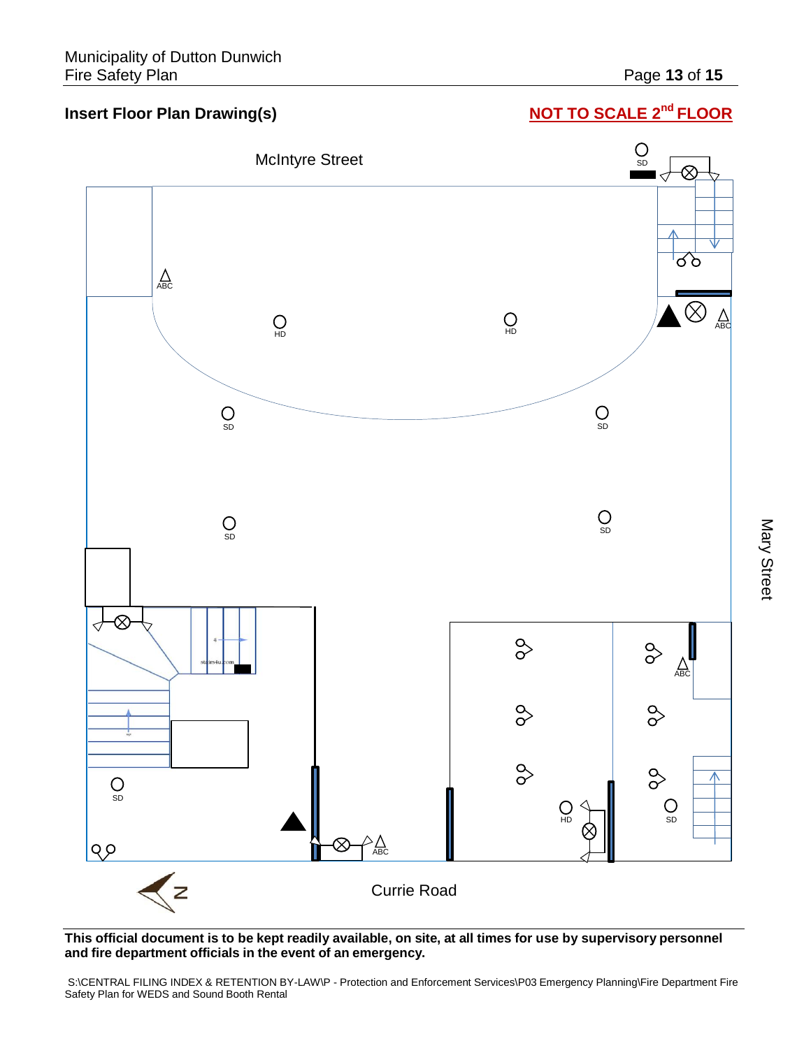## Insert Floor Plan Drawing(s)

**NOT TO SCALE 2nd FLOOR**

McIntyre Street

Mary Street

Currie Road

SD

ABC

HD

HD

ABC

SD

SD

SD

SD

stairs4u.com

SD

ABC

ABC

HD

SD

N

**This official document is to be kept readily available, on site, at all times for use by supervisory personnel and fire department officials in the event of an emergency.**

S:\CENTRAL FILING INDEX & RETENTION BY-LAW\P - Protection and Enforcement Services\P03 Emergency Planning\Fire Department Fire Safety Plan for WEDS and Sound Booth Rental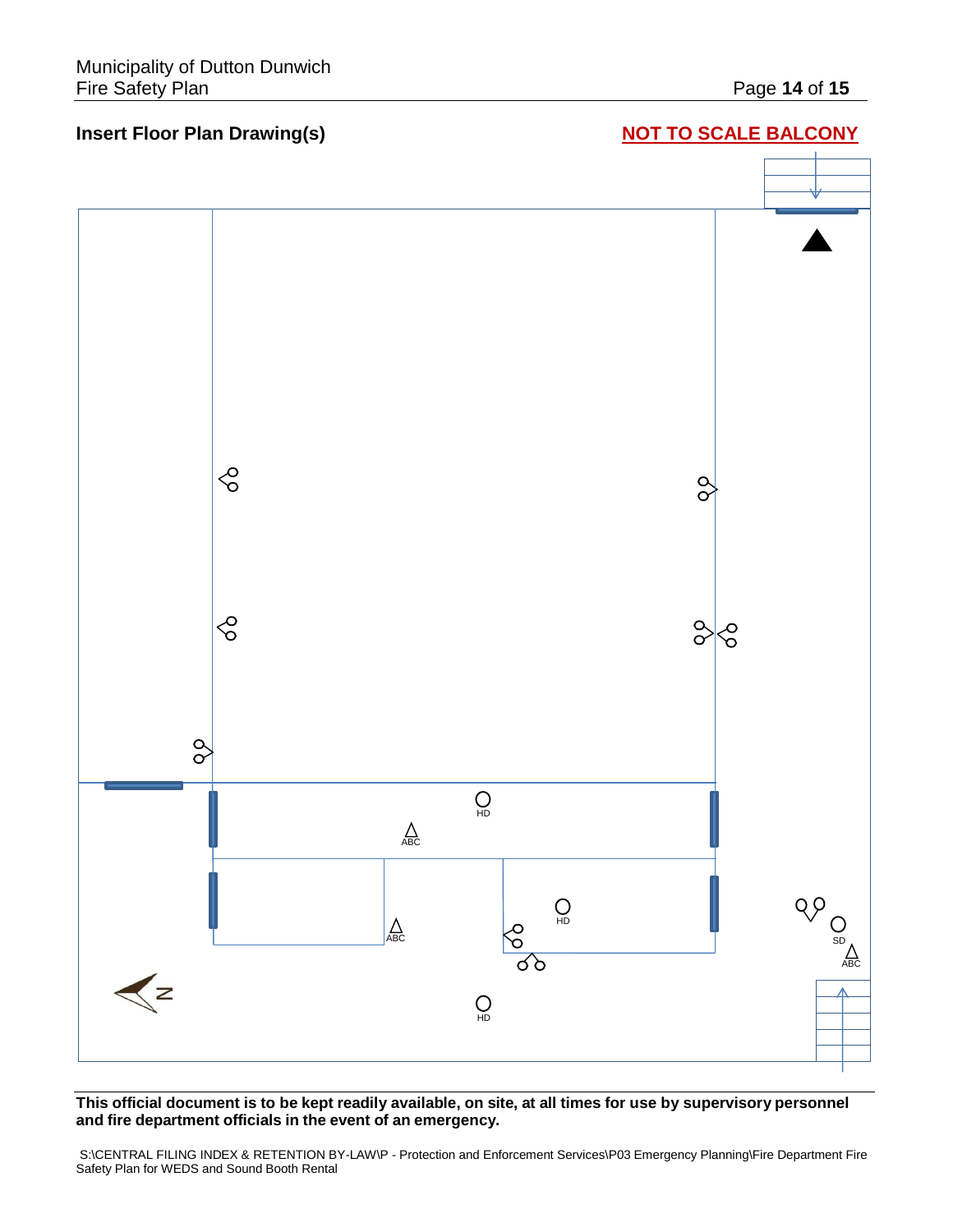**Insert Floor Plan Drawing(s)**

**NOT TO SCALE BALCONY**

HD

ABC

ABC

HD

SD

ABC

HD

N

**This official document is to be kept readily available, on site, at all times for use by supervisory personnel and fire department officials in the event of an emergency.**

S:\CENTRAL FILING INDEX & RETENTION BY-LAW\P - Protection and Enforcement Services\P03 Emergency Planning\Fire Department Fire Safety Plan for WEDS and Sound Booth Rental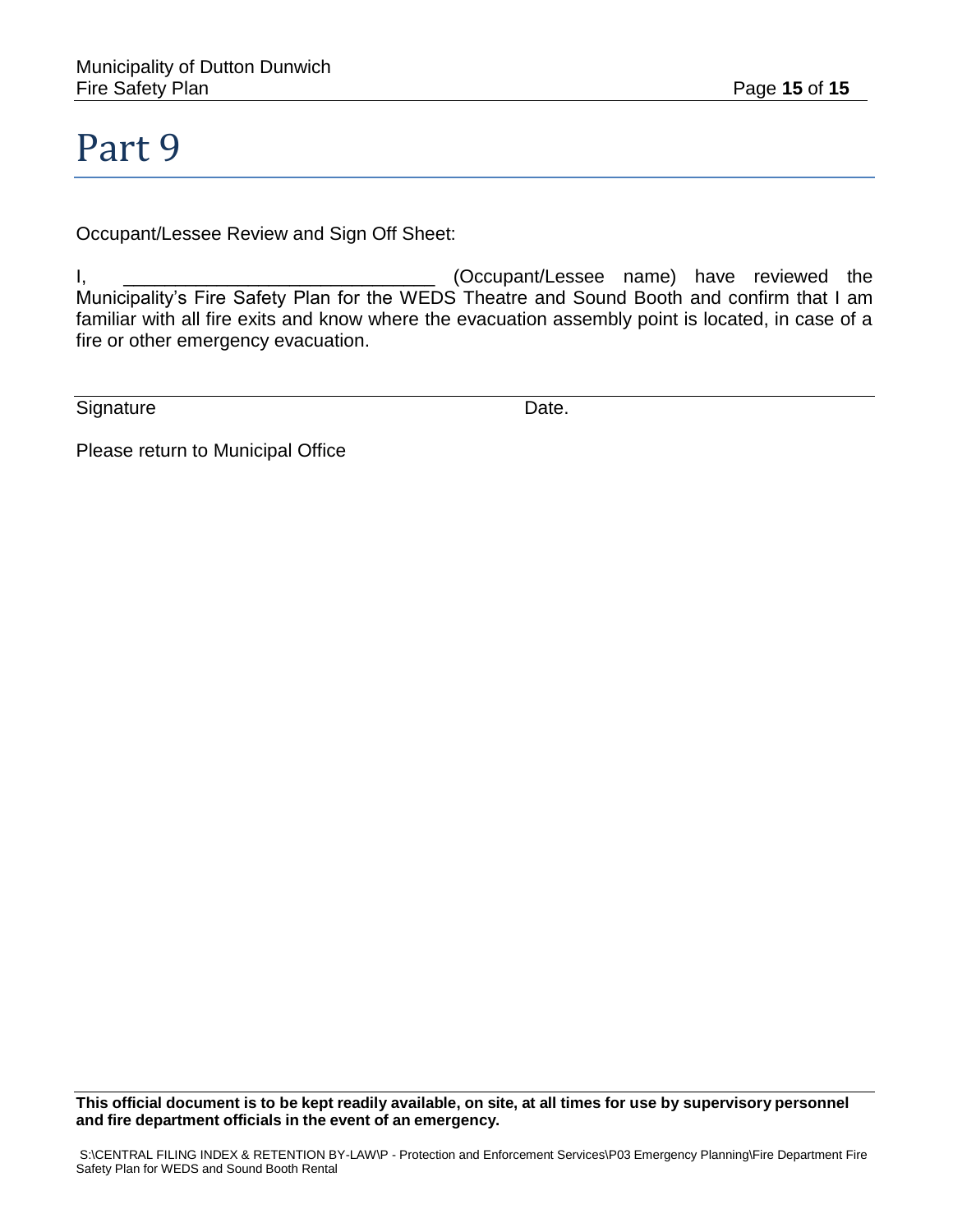# Part 9

Occupant/Lessee Review and Sign Off Sheet:

I, ______________________________ (Occupant/Lessee name) have reviewed the Municipality's Fire Safety Plan for the WEDS Theatre and Sound Booth and confirm that I am familiar with all fire exits and know where the evacuation assembly point is located, in case of a fire or other emergency evacuation.

______________________________________________________________________

Signature                                                                 Date.

Please return to Municipal Office

**This official document is to be kept readily available, on site, at all times for use by supervisory personnel and fire department officials in the event of an emergency.**

S:\CENTRAL FILING INDEX & RETENTION BY-LAW\P - Protection and Enforcement Services\P03 Emergency Planning\Fire Department Fire Safety Plan for WEDS and Sound Booth Rental